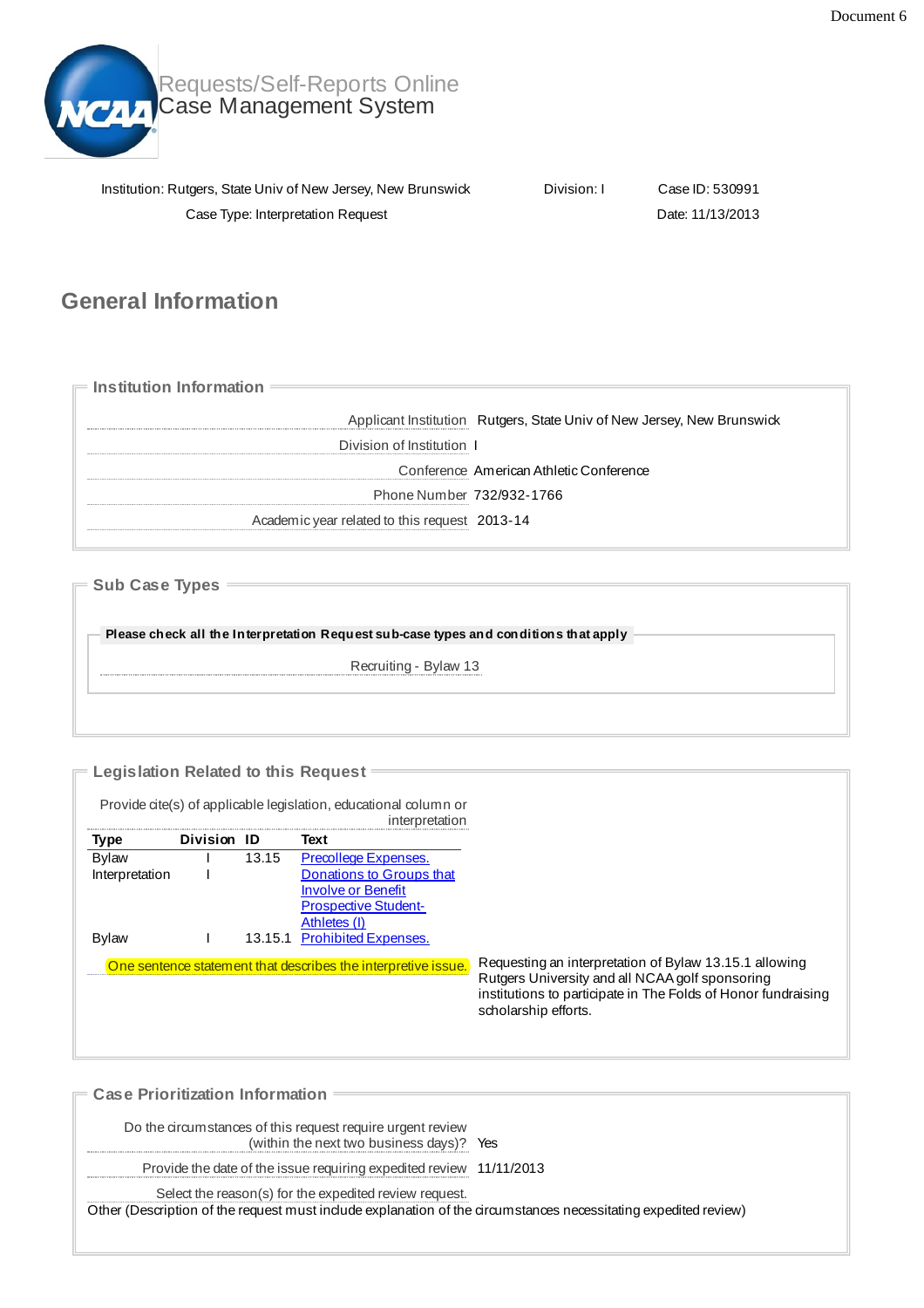Document 6

Requests/Self-Reports Online
Case Management System

Institution: Rutgers, State Univ of New Jersey, New Brunswick | Division: I | Case ID: 530991

Case Type: Interpretation Request | Date: 11/13/2013

## General Information

### Institution Information

| | |
|---|---|
| Applicant Institution | Rutgers, State Univ of New Jersey, New Brunswick |
| Division of Institution | I |
| Conference | American Athletic Conference |
| Phone Number | 732/932-1766 |
| Academic year related to this request | 2013-14 |

### Sub Case Types

**Please check all the Interpretation Request sub-case types and conditions that apply**

Recruiting - Bylaw 13

### Legislation Related to this Request

Provide cite(s) of applicable legislation, educational column or interpretation

| Type | Division | ID | Text |
|---|---|---|---|
| Bylaw | I | 13.15 | Precollege Expenses. |
| Interpretation | I | | Donations to Groups that Involve or Benefit Prospective Student-Athletes (I) |
| Bylaw | I | 13.15.1 | Prohibited Expenses. |

One sentence statement that describes the interpretive issue.: Requesting an interpretation of Bylaw 13.15.1 allowing Rutgers University and all NCAA golf sponsoring institutions to participate in The Folds of Honor fundraising scholarship efforts.

### Case Prioritization Information

| | |
|---|---|
| Do the circumstances of this request require urgent review (within the next two business days)? | Yes |
| Provide the date of the issue requiring expedited review | 11/11/2013 |
| Select the reason(s) for the expedited review request. | |

Other (Description of the request must include explanation of the circumstances necessitating expedited review)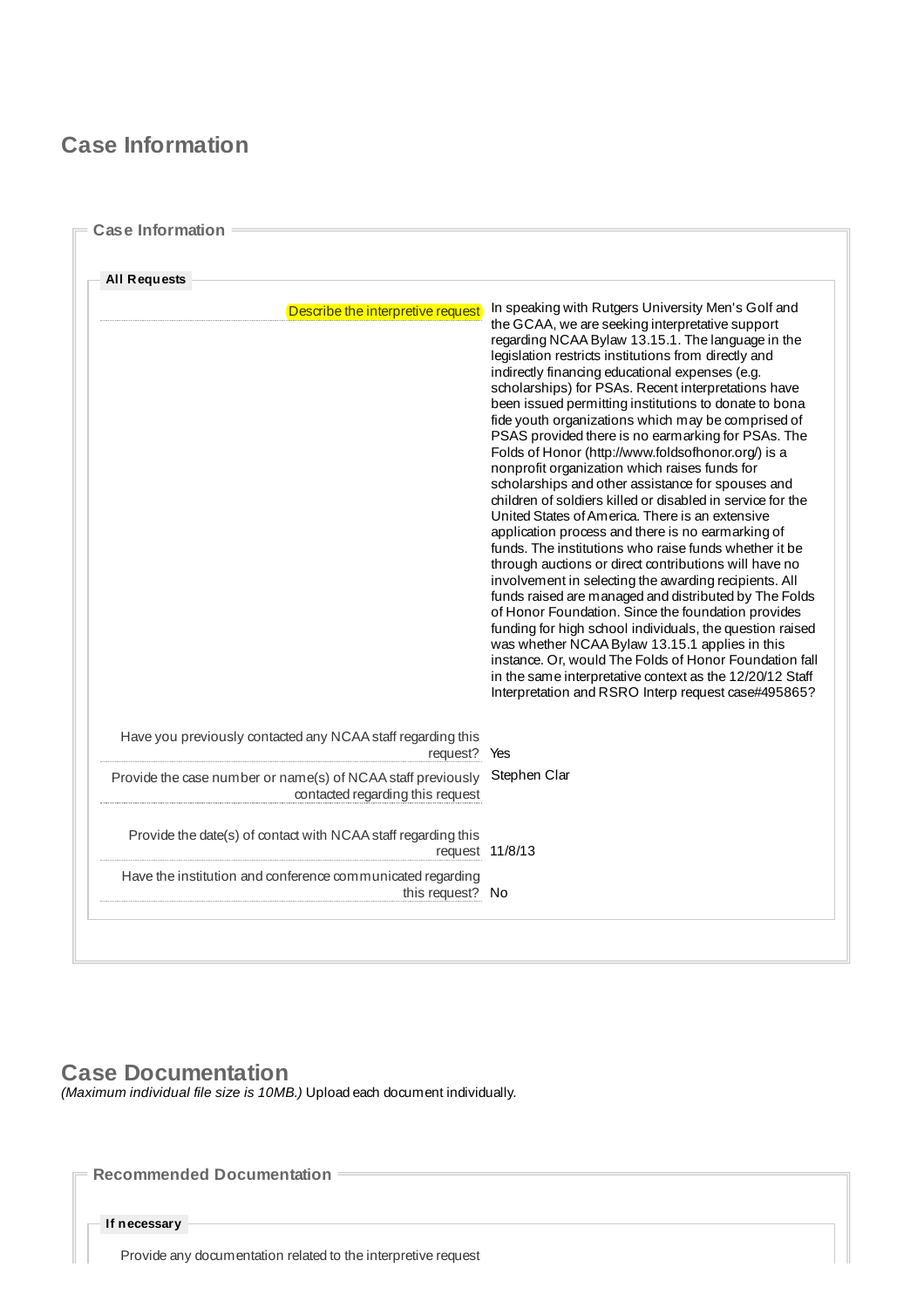## Case Information

### Case Information

#### All Requests

| | |
|---|---|
| Describe the interpretive request | In speaking with Rutgers University Men's Golf and the GCAA, we are seeking interpretative support regarding NCAA Bylaw 13.15.1. The language in the legislation restricts institutions from directly and indirectly financing educational expenses (e.g. scholarships) for PSAs. Recent interpretations have been issued permitting institutions to donate to bona fide youth organizations which may be comprised of PSAS provided there is no earmarking for PSAs. The Folds of Honor (http://www.foldsofhonor.org/) is a nonprofit organization which raises funds for scholarships and other assistance for spouses and children of soldiers killed or disabled in service for the United States of America. There is an extensive application process and there is no earmarking of funds. The institutions who raise funds whether it be through auctions or direct contributions will have no involvement in selecting the awarding recipients. All funds raised are managed and distributed by The Folds of Honor Foundation. Since the foundation provides funding for high school individuals, the question raised was whether NCAA Bylaw 13.15.1 applies in this instance. Or, would The Folds of Honor Foundation fall in the same interpretative context as the 12/20/12 Staff Interpretation and RSRO Interp request case#495865? |
| Have you previously contacted any NCAA staff regarding this request? | Yes |
| Provide the case number or name(s) of NCAA staff previously contacted regarding this request | Stephen Clar |
| Provide the date(s) of contact with NCAA staff regarding this request | 11/8/13 |
| Have the institution and conference communicated regarding this request? | No |

## Case Documentation

*(Maximum individual file size is 10MB.)* Upload each document individually.

### Recommended Documentation

#### If necessary

Provide any documentation related to the interpretive request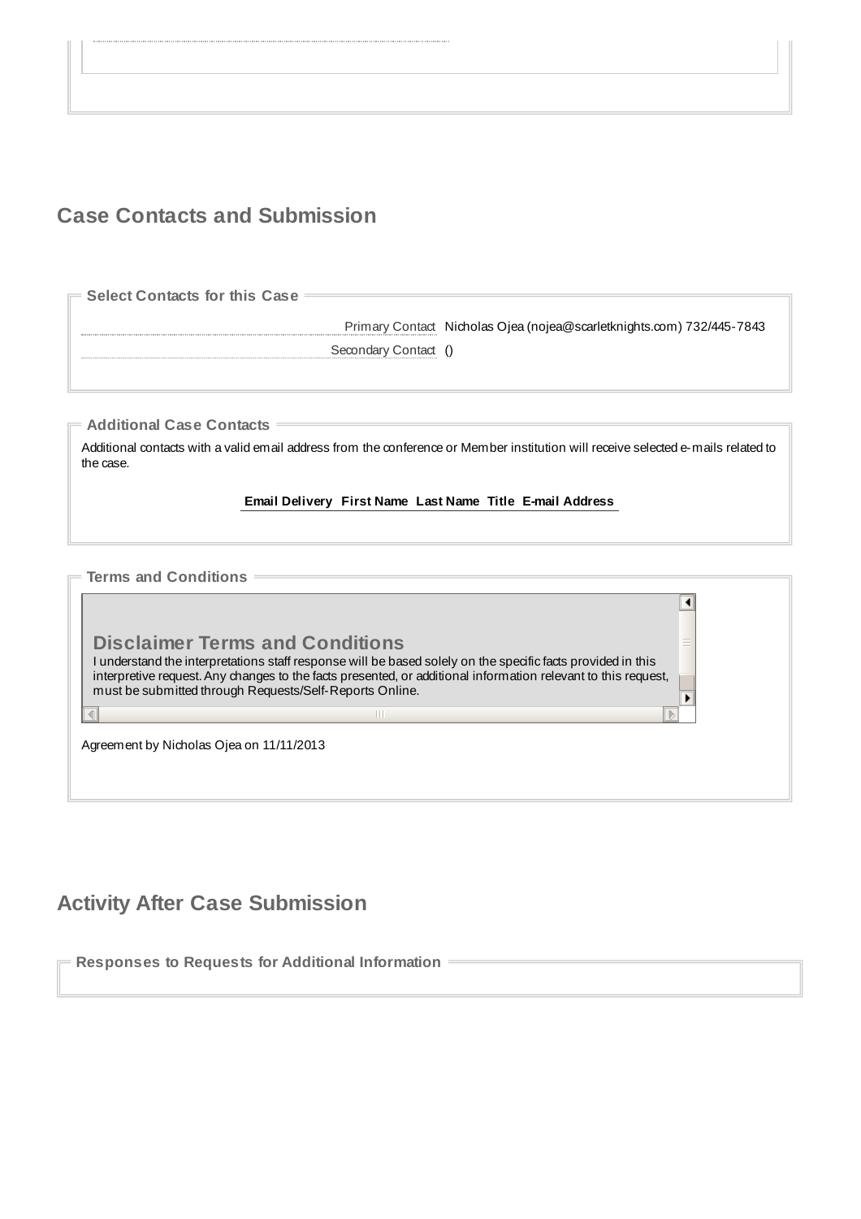## Case Contacts and Submission

**Select Contacts for this Case**

Primary Contact Nicholas Ojea (nojea@scarletknights.com) 732/445-7843

Secondary Contact ()

**Additional Case Contacts**

Additional contacts with a valid email address from the conference or Member institution will receive selected e-mails related to the case.

| Email Delivery | First Name | Last Name | Title | E-mail Address |
|---|---|---|---|---|

**Terms and Conditions**

### Disclaimer Terms and Conditions

I understand the interpretations staff response will be based solely on the specific facts provided in this interpretive request. Any changes to the facts presented, or additional information relevant to this request, must be submitted through Requests/Self-Reports Online.

Agreement by Nicholas Ojea on 11/11/2013

## Activity After Case Submission

**Responses to Requests for Additional Information**